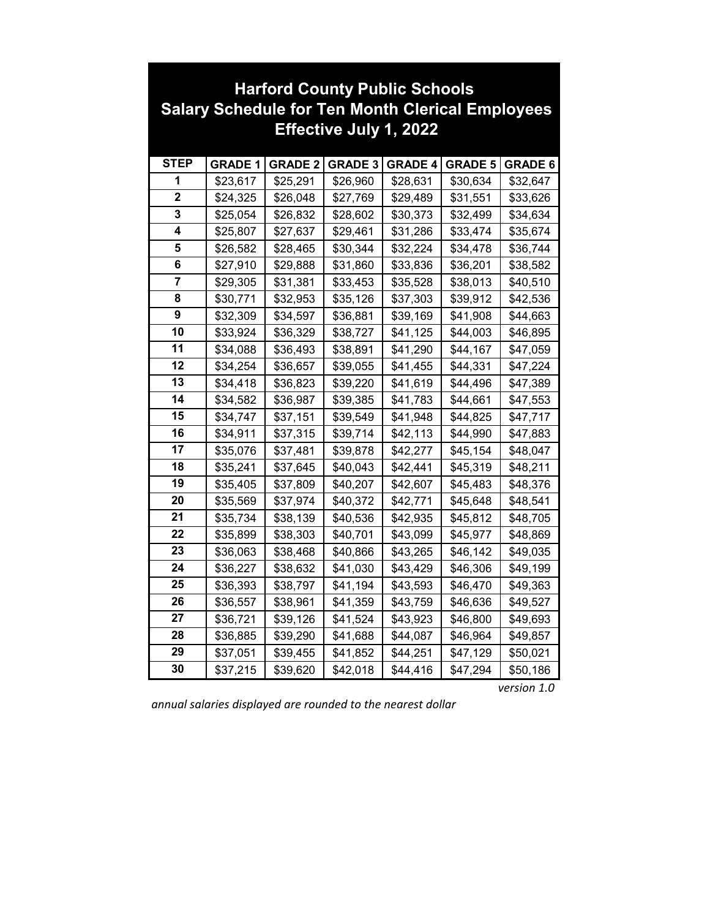# Harford County Public Schools
## Salary Schedule for Ten Month Clerical Employees
## Effective July 1, 2022

| STEP | GRADE 1 | GRADE 2 | GRADE 3 | GRADE 4 | GRADE 5 | GRADE 6 |
|---|---|---|---|---|---|---|
| 1 | $23,617 | $25,291 | $26,960 | $28,631 | $30,634 | $32,647 |
| 2 | $24,325 | $26,048 | $27,769 | $29,489 | $31,551 | $33,626 |
| 3 | $25,054 | $26,832 | $28,602 | $30,373 | $32,499 | $34,634 |
| 4 | $25,807 | $27,637 | $29,461 | $31,286 | $33,474 | $35,674 |
| 5 | $26,582 | $28,465 | $30,344 | $32,224 | $34,478 | $36,744 |
| 6 | $27,910 | $29,888 | $31,860 | $33,836 | $36,201 | $38,582 |
| 7 | $29,305 | $31,381 | $33,453 | $35,528 | $38,013 | $40,510 |
| 8 | $30,771 | $32,953 | $35,126 | $37,303 | $39,912 | $42,536 |
| 9 | $32,309 | $34,597 | $36,881 | $39,169 | $41,908 | $44,663 |
| 10 | $33,924 | $36,329 | $38,727 | $41,125 | $44,003 | $46,895 |
| 11 | $34,088 | $36,493 | $38,891 | $41,290 | $44,167 | $47,059 |
| 12 | $34,254 | $36,657 | $39,055 | $41,455 | $44,331 | $47,224 |
| 13 | $34,418 | $36,823 | $39,220 | $41,619 | $44,496 | $47,389 |
| 14 | $34,582 | $36,987 | $39,385 | $41,783 | $44,661 | $47,553 |
| 15 | $34,747 | $37,151 | $39,549 | $41,948 | $44,825 | $47,717 |
| 16 | $34,911 | $37,315 | $39,714 | $42,113 | $44,990 | $47,883 |
| 17 | $35,076 | $37,481 | $39,878 | $42,277 | $45,154 | $48,047 |
| 18 | $35,241 | $37,645 | $40,043 | $42,441 | $45,319 | $48,211 |
| 19 | $35,405 | $37,809 | $40,207 | $42,607 | $45,483 | $48,376 |
| 20 | $35,569 | $37,974 | $40,372 | $42,771 | $45,648 | $48,541 |
| 21 | $35,734 | $38,139 | $40,536 | $42,935 | $45,812 | $48,705 |
| 22 | $35,899 | $38,303 | $40,701 | $43,099 | $45,977 | $48,869 |
| 23 | $36,063 | $38,468 | $40,866 | $43,265 | $46,142 | $49,035 |
| 24 | $36,227 | $38,632 | $41,030 | $43,429 | $46,306 | $49,199 |
| 25 | $36,393 | $38,797 | $41,194 | $43,593 | $46,470 | $49,363 |
| 26 | $36,557 | $38,961 | $41,359 | $43,759 | $46,636 | $49,527 |
| 27 | $36,721 | $39,126 | $41,524 | $43,923 | $46,800 | $49,693 |
| 28 | $36,885 | $39,290 | $41,688 | $44,087 | $46,964 | $49,857 |
| 29 | $37,051 | $39,455 | $41,852 | $44,251 | $47,129 | $50,021 |
| 30 | $37,215 | $39,620 | $42,018 | $44,416 | $47,294 | $50,186 |

*version 1.0*

*annual salaries displayed are rounded to the nearest dollar*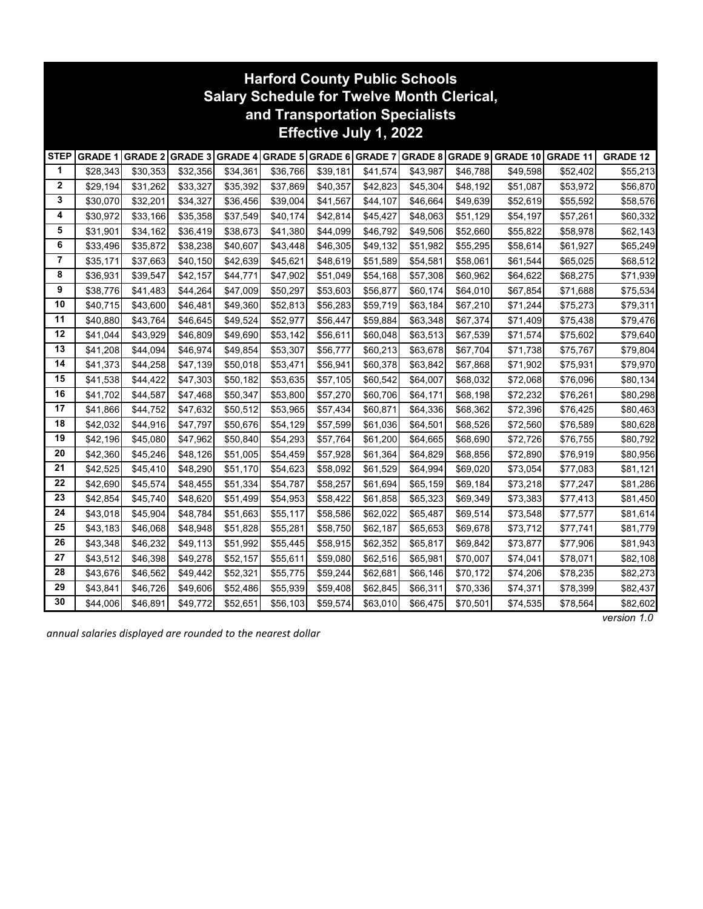# Harford County Public Schools
## Salary Schedule for Twelve Month Clerical, and Transportation Specialists
## Effective July 1, 2022

| STEP | GRADE 1 | GRADE 2 | GRADE 3 | GRADE 4 | GRADE 5 | GRADE 6 | GRADE 7 | GRADE 8 | GRADE 9 | GRADE 10 | GRADE 11 | GRADE 12 |
|---|---|---|---|---|---|---|---|---|---|---|---|---|
| 1 | $28,343 | $30,353 | $32,356 | $34,361 | $36,766 | $39,181 | $41,574 | $43,987 | $46,788 | $49,598 | $52,402 | $55,213 |
| 2 | $29,194 | $31,262 | $33,327 | $35,392 | $37,869 | $40,357 | $42,823 | $45,304 | $48,192 | $51,087 | $53,972 | $56,870 |
| 3 | $30,070 | $32,201 | $34,327 | $36,456 | $39,004 | $41,567 | $44,107 | $46,664 | $49,639 | $52,619 | $55,592 | $58,576 |
| 4 | $30,972 | $33,166 | $35,358 | $37,549 | $40,174 | $42,814 | $45,427 | $48,063 | $51,129 | $54,197 | $57,261 | $60,332 |
| 5 | $31,901 | $34,162 | $36,419 | $38,673 | $41,380 | $44,099 | $46,792 | $49,506 | $52,660 | $55,822 | $58,978 | $62,143 |
| 6 | $33,496 | $35,872 | $38,238 | $40,607 | $43,448 | $46,305 | $49,132 | $51,982 | $55,295 | $58,614 | $61,927 | $65,249 |
| 7 | $35,171 | $37,663 | $40,150 | $42,639 | $45,621 | $48,619 | $51,589 | $54,581 | $58,061 | $61,544 | $65,025 | $68,512 |
| 8 | $36,931 | $39,547 | $42,157 | $44,771 | $47,902 | $51,049 | $54,168 | $57,308 | $60,962 | $64,622 | $68,275 | $71,939 |
| 9 | $38,776 | $41,483 | $44,264 | $47,009 | $50,297 | $53,603 | $56,877 | $60,174 | $64,010 | $67,854 | $71,688 | $75,534 |
| 10 | $40,715 | $43,600 | $46,481 | $49,360 | $52,813 | $56,283 | $59,719 | $63,184 | $67,210 | $71,244 | $75,273 | $79,311 |
| 11 | $40,880 | $43,764 | $46,645 | $49,524 | $52,977 | $56,447 | $59,884 | $63,348 | $67,374 | $71,409 | $75,438 | $79,476 |
| 12 | $41,044 | $43,929 | $46,809 | $49,690 | $53,142 | $56,611 | $60,048 | $63,513 | $67,539 | $71,574 | $75,602 | $79,640 |
| 13 | $41,208 | $44,094 | $46,974 | $49,854 | $53,307 | $56,777 | $60,213 | $63,678 | $67,704 | $71,738 | $75,767 | $79,804 |
| 14 | $41,373 | $44,258 | $47,139 | $50,018 | $53,471 | $56,941 | $60,378 | $63,842 | $67,868 | $71,902 | $75,931 | $79,970 |
| 15 | $41,538 | $44,422 | $47,303 | $50,182 | $53,635 | $57,105 | $60,542 | $64,007 | $68,032 | $72,068 | $76,096 | $80,134 |
| 16 | $41,702 | $44,587 | $47,468 | $50,347 | $53,800 | $57,270 | $60,706 | $64,171 | $68,198 | $72,232 | $76,261 | $80,298 |
| 17 | $41,866 | $44,752 | $47,632 | $50,512 | $53,965 | $57,434 | $60,871 | $64,336 | $68,362 | $72,396 | $76,425 | $80,463 |
| 18 | $42,032 | $44,916 | $47,797 | $50,676 | $54,129 | $57,599 | $61,036 | $64,501 | $68,526 | $72,560 | $76,589 | $80,628 |
| 19 | $42,196 | $45,080 | $47,962 | $50,840 | $54,293 | $57,764 | $61,200 | $64,665 | $68,690 | $72,726 | $76,755 | $80,792 |
| 20 | $42,360 | $45,246 | $48,126 | $51,005 | $54,459 | $57,928 | $61,364 | $64,829 | $68,856 | $72,890 | $76,919 | $80,956 |
| 21 | $42,525 | $45,410 | $48,290 | $51,170 | $54,623 | $58,092 | $61,529 | $64,994 | $69,020 | $73,054 | $77,083 | $81,121 |
| 22 | $42,690 | $45,574 | $48,455 | $51,334 | $54,787 | $58,257 | $61,694 | $65,159 | $69,184 | $73,218 | $77,247 | $81,286 |
| 23 | $42,854 | $45,740 | $48,620 | $51,499 | $54,953 | $58,422 | $61,858 | $65,323 | $69,349 | $73,383 | $77,413 | $81,450 |
| 24 | $43,018 | $45,904 | $48,784 | $51,663 | $55,117 | $58,586 | $62,022 | $65,487 | $69,514 | $73,548 | $77,577 | $81,614 |
| 25 | $43,183 | $46,068 | $48,948 | $51,828 | $55,281 | $58,750 | $62,187 | $65,653 | $69,678 | $73,712 | $77,741 | $81,779 |
| 26 | $43,348 | $46,232 | $49,113 | $51,992 | $55,445 | $58,915 | $62,352 | $65,817 | $69,842 | $73,877 | $77,906 | $81,943 |
| 27 | $43,512 | $46,398 | $49,278 | $52,157 | $55,611 | $59,080 | $62,516 | $65,981 | $70,007 | $74,041 | $78,071 | $82,108 |
| 28 | $43,676 | $46,562 | $49,442 | $52,321 | $55,775 | $59,244 | $62,681 | $66,146 | $70,172 | $74,206 | $78,235 | $82,273 |
| 29 | $43,841 | $46,726 | $49,606 | $52,486 | $55,939 | $59,408 | $62,845 | $66,311 | $70,336 | $74,371 | $78,399 | $82,437 |
| 30 | $44,006 | $46,891 | $49,772 | $52,651 | $56,103 | $59,574 | $63,010 | $66,475 | $70,501 | $74,535 | $78,564 | $82,602 |

*version 1.0*

*annual salaries displayed are rounded to the nearest dollar*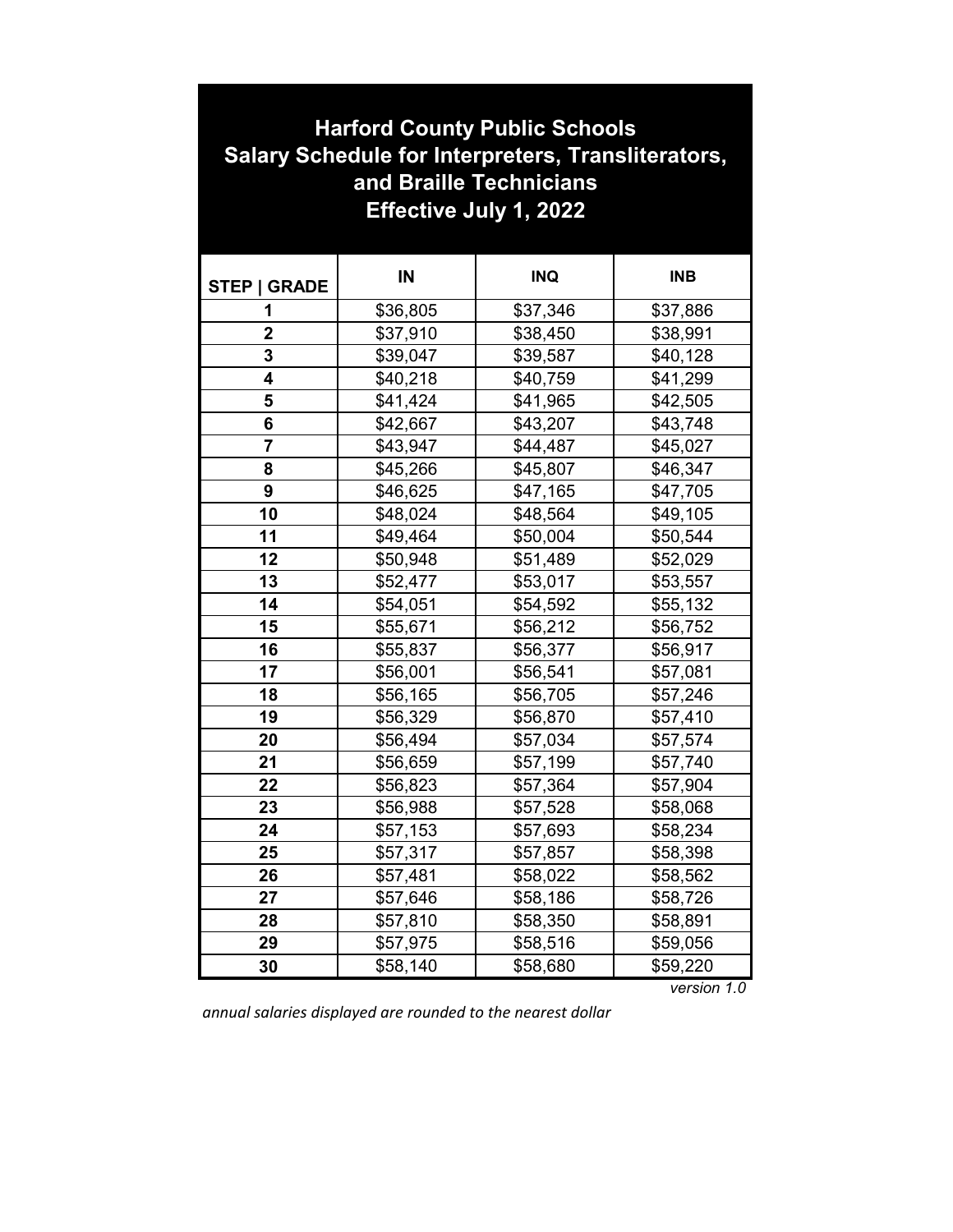# Harford County Public Schools
## Salary Schedule for Interpreters, Transliterators, and Braille Technicians
## Effective July 1, 2022

| STEP \| GRADE | IN | INQ | INB |
|---|---|---|---|
| 1 | $36,805 | $37,346 | $37,886 |
| 2 | $37,910 | $38,450 | $38,991 |
| 3 | $39,047 | $39,587 | $40,128 |
| 4 | $40,218 | $40,759 | $41,299 |
| 5 | $41,424 | $41,965 | $42,505 |
| 6 | $42,667 | $43,207 | $43,748 |
| 7 | $43,947 | $44,487 | $45,027 |
| 8 | $45,266 | $45,807 | $46,347 |
| 9 | $46,625 | $47,165 | $47,705 |
| 10 | $48,024 | $48,564 | $49,105 |
| 11 | $49,464 | $50,004 | $50,544 |
| 12 | $50,948 | $51,489 | $52,029 |
| 13 | $52,477 | $53,017 | $53,557 |
| 14 | $54,051 | $54,592 | $55,132 |
| 15 | $55,671 | $56,212 | $56,752 |
| 16 | $55,837 | $56,377 | $56,917 |
| 17 | $56,001 | $56,541 | $57,081 |
| 18 | $56,165 | $56,705 | $57,246 |
| 19 | $56,329 | $56,870 | $57,410 |
| 20 | $56,494 | $57,034 | $57,574 |
| 21 | $56,659 | $57,199 | $57,740 |
| 22 | $56,823 | $57,364 | $57,904 |
| 23 | $56,988 | $57,528 | $58,068 |
| 24 | $57,153 | $57,693 | $58,234 |
| 25 | $57,317 | $57,857 | $58,398 |
| 26 | $57,481 | $58,022 | $58,562 |
| 27 | $57,646 | $58,186 | $58,726 |
| 28 | $57,810 | $58,350 | $58,891 |
| 29 | $57,975 | $58,516 | $59,056 |
| 30 | $58,140 | $58,680 | $59,220 |

*version 1.0*

*annual salaries displayed are rounded to the nearest dollar*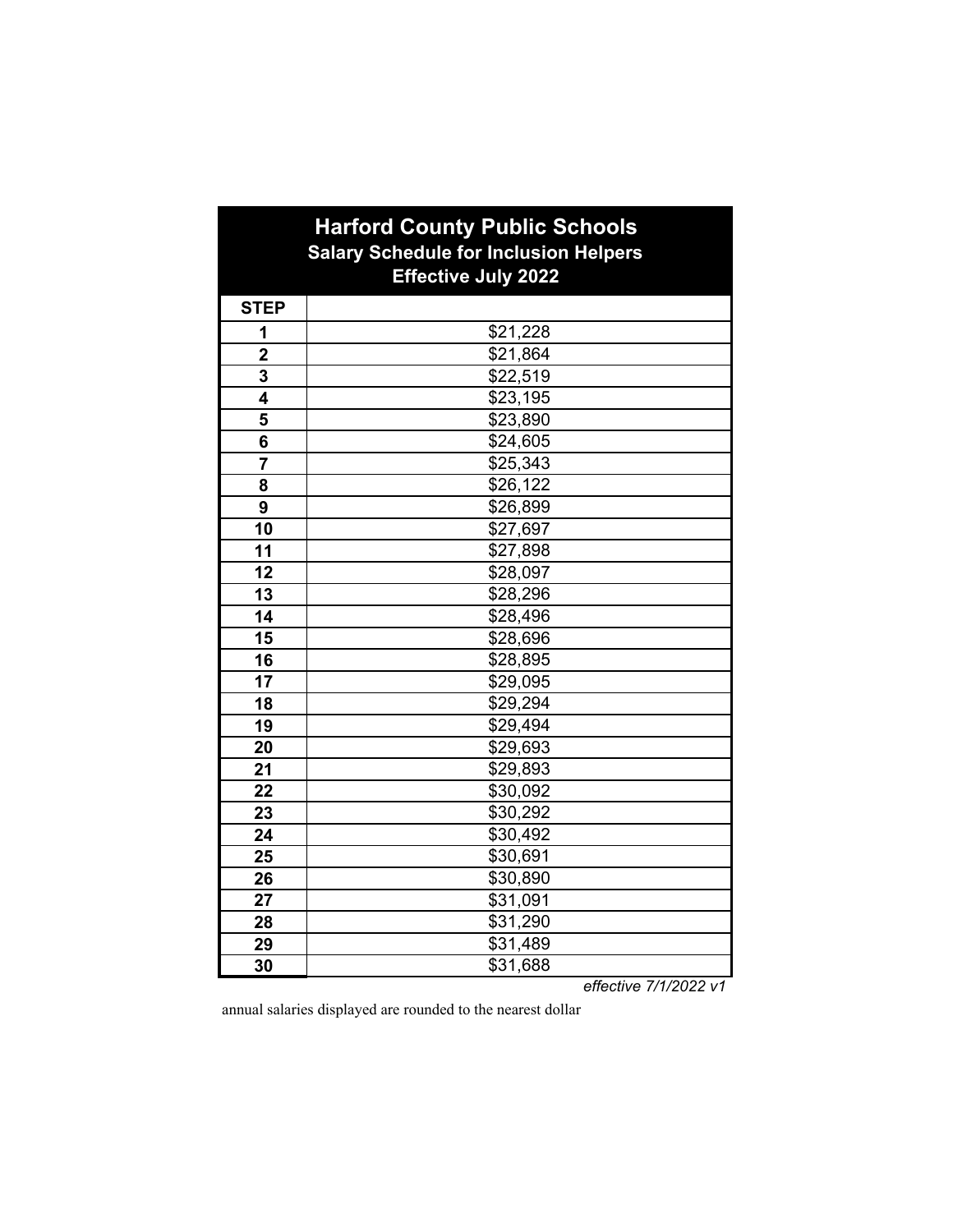# Harford County Public Schools

## Salary Schedule for Inclusion Helpers

## Effective July 2022

| STEP | |
|---|---|
| 1 | $21,228 |
| 2 | $21,864 |
| 3 | $22,519 |
| 4 | $23,195 |
| 5 | $23,890 |
| 6 | $24,605 |
| 7 | $25,343 |
| 8 | $26,122 |
| 9 | $26,899 |
| 10 | $27,697 |
| 11 | $27,898 |
| 12 | $28,097 |
| 13 | $28,296 |
| 14 | $28,496 |
| 15 | $28,696 |
| 16 | $28,895 |
| 17 | $29,095 |
| 18 | $29,294 |
| 19 | $29,494 |
| 20 | $29,693 |
| 21 | $29,893 |
| 22 | $30,092 |
| 23 | $30,292 |
| 24 | $30,492 |
| 25 | $30,691 |
| 26 | $30,890 |
| 27 | $31,091 |
| 28 | $31,290 |
| 29 | $31,489 |
| 30 | $31,688 |

*effective 7/1/2022 v1*

annual salaries displayed are rounded to the nearest dollar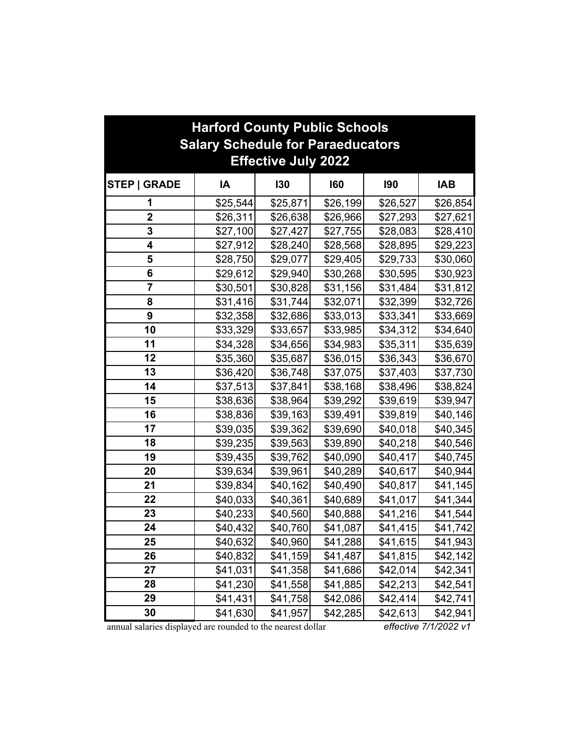# Harford County Public Schools
## Salary Schedule for Paraeducators
### Effective July 2022

| STEP \| GRADE | IA | I30 | I60 | I90 | IAB |
|---|---|---|---|---|---|
| 1 | $25,544 | $25,871 | $26,199 | $26,527 | $26,854 |
| 2 | $26,311 | $26,638 | $26,966 | $27,293 | $27,621 |
| 3 | $27,100 | $27,427 | $27,755 | $28,083 | $28,410 |
| 4 | $27,912 | $28,240 | $28,568 | $28,895 | $29,223 |
| 5 | $28,750 | $29,077 | $29,405 | $29,733 | $30,060 |
| 6 | $29,612 | $29,940 | $30,268 | $30,595 | $30,923 |
| 7 | $30,501 | $30,828 | $31,156 | $31,484 | $31,812 |
| 8 | $31,416 | $31,744 | $32,071 | $32,399 | $32,726 |
| 9 | $32,358 | $32,686 | $33,013 | $33,341 | $33,669 |
| 10 | $33,329 | $33,657 | $33,985 | $34,312 | $34,640 |
| 11 | $34,328 | $34,656 | $34,983 | $35,311 | $35,639 |
| 12 | $35,360 | $35,687 | $36,015 | $36,343 | $36,670 |
| 13 | $36,420 | $36,748 | $37,075 | $37,403 | $37,730 |
| 14 | $37,513 | $37,841 | $38,168 | $38,496 | $38,824 |
| 15 | $38,636 | $38,964 | $39,292 | $39,619 | $39,947 |
| 16 | $38,836 | $39,163 | $39,491 | $39,819 | $40,146 |
| 17 | $39,035 | $39,362 | $39,690 | $40,018 | $40,345 |
| 18 | $39,235 | $39,563 | $39,890 | $40,218 | $40,546 |
| 19 | $39,435 | $39,762 | $40,090 | $40,417 | $40,745 |
| 20 | $39,634 | $39,961 | $40,289 | $40,617 | $40,944 |
| 21 | $39,834 | $40,162 | $40,490 | $40,817 | $41,145 |
| 22 | $40,033 | $40,361 | $40,689 | $41,017 | $41,344 |
| 23 | $40,233 | $40,560 | $40,888 | $41,216 | $41,544 |
| 24 | $40,432 | $40,760 | $41,087 | $41,415 | $41,742 |
| 25 | $40,632 | $40,960 | $41,288 | $41,615 | $41,943 |
| 26 | $40,832 | $41,159 | $41,487 | $41,815 | $42,142 |
| 27 | $41,031 | $41,358 | $41,686 | $42,014 | $42,341 |
| 28 | $41,230 | $41,558 | $41,885 | $42,213 | $42,541 |
| 29 | $41,431 | $41,758 | $42,086 | $42,414 | $42,741 |
| 30 | $41,630 | $41,957 | $42,285 | $42,613 | $42,941 |

annual salaries displayed are rounded to the nearest dollar

*effective 7/1/2022 v1*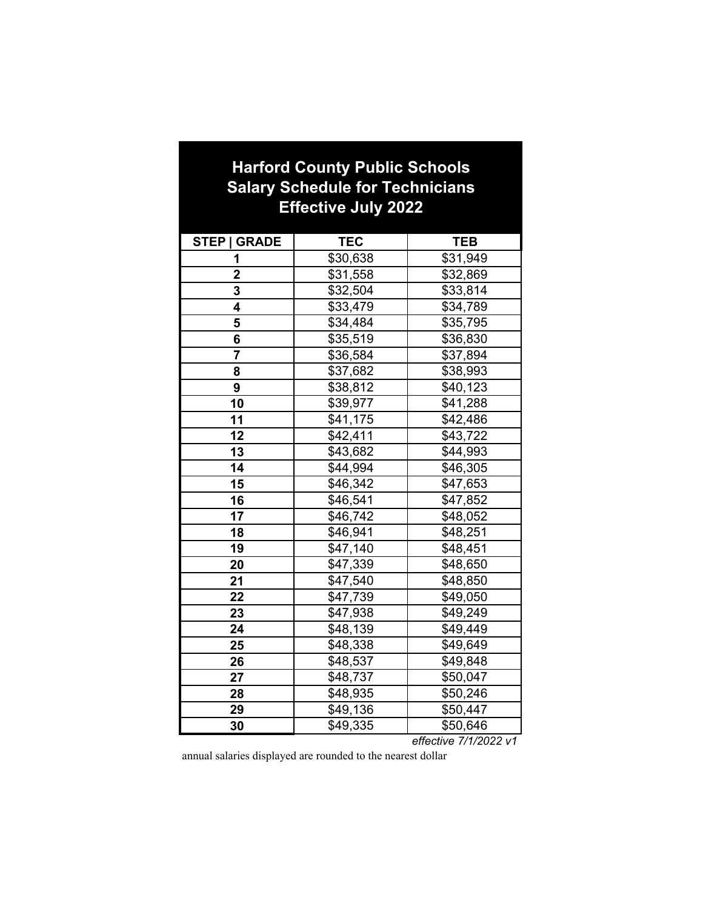# Harford County Public Schools
## Salary Schedule for Technicians
## Effective July 2022

| STEP \| GRADE | TEC | TEB |
|---|---|---|
| 1 | $30,638 | $31,949 |
| 2 | $31,558 | $32,869 |
| 3 | $32,504 | $33,814 |
| 4 | $33,479 | $34,789 |
| 5 | $34,484 | $35,795 |
| 6 | $35,519 | $36,830 |
| 7 | $36,584 | $37,894 |
| 8 | $37,682 | $38,993 |
| 9 | $38,812 | $40,123 |
| 10 | $39,977 | $41,288 |
| 11 | $41,175 | $42,486 |
| 12 | $42,411 | $43,722 |
| 13 | $43,682 | $44,993 |
| 14 | $44,994 | $46,305 |
| 15 | $46,342 | $47,653 |
| 16 | $46,541 | $47,852 |
| 17 | $46,742 | $48,052 |
| 18 | $46,941 | $48,251 |
| 19 | $47,140 | $48,451 |
| 20 | $47,339 | $48,650 |
| 21 | $47,540 | $48,850 |
| 22 | $47,739 | $49,050 |
| 23 | $47,938 | $49,249 |
| 24 | $48,139 | $49,449 |
| 25 | $48,338 | $49,649 |
| 26 | $48,537 | $49,848 |
| 27 | $48,737 | $50,047 |
| 28 | $48,935 | $50,246 |
| 29 | $49,136 | $50,447 |
| 30 | $49,335 | $50,646 |

*effective 7/1/2022 v1*

annual salaries displayed are rounded to the nearest dollar